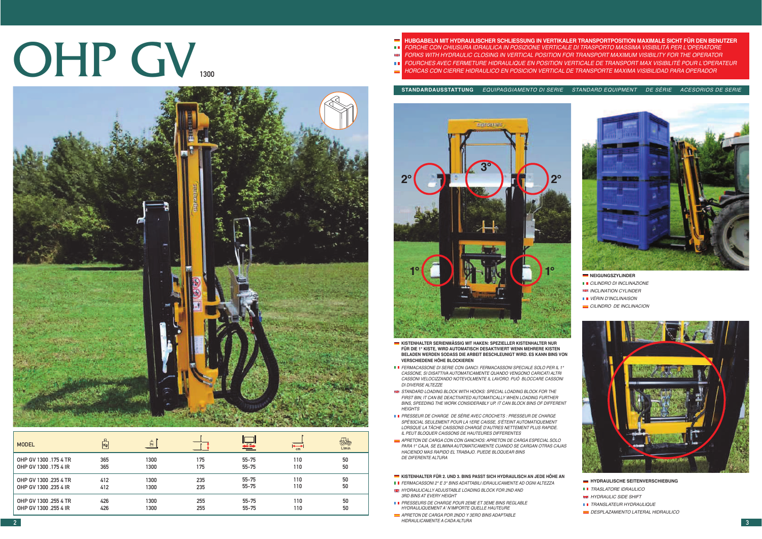# OHP GV 1300

| MODEL | Kg | Kg | | | cm | l/min |
|---|---|---|---|---|---|---|
| OHP GV 1300 .175 4 TR | 365 | 1300 | 175 | 55-75 | 110 | 50 |
| OHP GV 1300 .175 4 IR | 365 | 1300 | 175 | 55-75 | 110 | 50 |
| OHP GV 1300 .235 4 TR | 412 | 1300 | 235 | 55-75 | 110 | 50 |
| OHP GV 1300 .235 4 IR | 412 | 1300 | 235 | 55-75 | 110 | 50 |
| OHP GV 1300 .255 4 TR | 426 | 1300 | 255 | 55-75 | 110 | 50 |
| OHP GV 1300 .255 4 IR | 426 | 1300 | 255 | 55-75 | 110 | 50 |

**HUBGABELN MIT HYDRAULISCHER SCHLIESSUNG IN VERTIKALER TRANSPORTPOSITION MAXIMALE SICHT FÜR DEN BENUTZER**

*FORCHE CON CHIUSURA IDRAULICA IN POSIZIONE VERTICALE DI TRASPORTO MASSIMA VISIBILITÀ PER L'OPERATORE*

*FORKS WITH HYDRAULIC CLOSING IN VERTICAL POSITION FOR TRANSPORT MAXIMUM VISIBILITY FOR THE OPERATOR*

*FOURCHES AVEC FERMETURE HIDRAULIQUE EN POSITION VERTICALE DE TRANSPORT MAX VISIBILITÉ POUR L'OPERATEUR*

*HORCAS CON CIERRE HIDRAULICO EN POSICION VERTICAL DE TRANSPORTE MAXIMA VISIBILIDAD PARA OPERADOR*

## STANDARDAUSSTATTUNG *EQUIPAGGIAMENTO DI SERIE* *STANDARD EQUIPMENT* *DE SÉRIE* *ACESORIOS DE SERIE*

2° 3° 2°

1° 1°

**KISTENHALTER SERIENMÄSSIG MIT HAKEN: SPEZIELLER KISTENHALTER NUR FÜR DIE 1° KISTE, WIRD AUTOMATISCH DESAKTIVIERT WENN MEHRERE KISTEN BELADEN WERDEN SODASS DIE ARBEIT BESCHLEUNIGT WIRD. ES KANN BINS VON VERSCHIEDENE HÖHE BLOCKIEREN**

*FERMACASSONE DI SERIE CON GANCI: FERMACASSONI SPECIALE SOLO PER IL 1° CASSONE, SI DISATTIVA AUTOMATICAMENTE QUANDO VENGONO CARICATI ALTRI CASSONI VELOCIZZANDO NOTEVOLMENTE IL LAVORO. PUÒ BLOCCARE CASSONI DI DIVERSE ALTEZZE*

*STANDARD LOADING BLOCK WITH HOOKS: SPECIAL LOADING BLOCK FOR THE FIRST BIN; IT CAN BE DEACTIVATED AUTOMATICALLY WHEN LOADING FURTHER BINS, SPEEDING THE WORK CONSIDERABLY UP. IT CAN BLOCK BINS OF DIFFERENT HEIGHTS*

*PRESSEUR DE CHARGE DE SÉRIE AVEC CROCHETS : PRESSEUR DE CHARGE SPÉ83CIAL SEULEMENT POUR LA 1ERE CAISSE, S'ÉTEINT AUTOMATIQUEMENT LORSQUE LA TÂCHE CAISSONS CHARGÉ D'AUTRES NETTEMENT PLUS RAPIDE. IL PEUT BLOQUER CAISSONS DE HAUTEURES DIFFERENTES*

*APRETON DE CARGA CON CON GANCHOS: APRETON DE CARGA ESPECIAL SOLO PARA 1° CAJA, SE ELIMINA AUTOMATICAMENTE CUANDO SE CARGAN OTRAS CAJAS HACIENDO MAS RAPIDO EL TRABAJO. PUEDE BLOQUEAR BINS DE DIFERENTE ALTURA*

**KISTENHALTER FÜR 2. UND 3. BINS PASST SICH HYDRAULISCH AN JEDE HÖHE AN**

*FERMACASSONI 2° E 3° BINS ADATTABILI IDRAULICAMENTE AD OGNI ALTEZZA*

*HYDRAULICALLY ADJUSTABLE LOADING BLOCK FOR 2ND AND 3RD BINS AT EVERY HEIGHT*

*PRESSEURS DE CHARGE POUR 2EME ET 3EME BINS REGLABLE HYDRAULIQUEMENT A' N'IMPORTE QUELLE HAUTEURE*

*APRETON DE CARGA POR 2NDO Y 3ERO BINS ADAPTABLE HIDRAULICAMENTE A CADA ALTURA*

**NEIGUNGSZYLINDER**

*CILINDRO DI INCLINAZIONE*

*INCLINATION CYLINDER*

*VÉRIN D'INCLINAISON*

*CILINDRO DE INCLINACION*

**HYDRAULISCHE SEITENVERSCHIEBUNG**

*TRASLATORE IDRAULICO*

*HYDRAULIC SIDE SHIFT*

*TRANSLATEUR HYDRAULIQUE*

*DESPLAZAMIENTO LATERAL HIDRAULICO*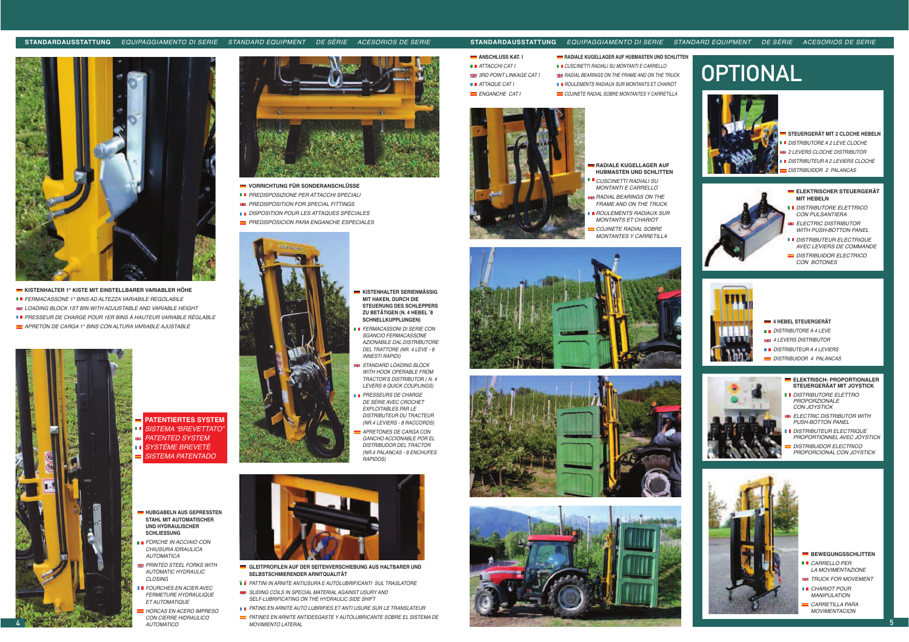## STANDARDAUSSTATTUNG *EQUIPAGGIAMENTO DI SERIE* *STANDARD EQUIPMENT* *DE SÉRIE* *ACESORIOS DE SERIE*

**KISTENHALTER 1° KISTE MIT EINSTELLBARER VARIABLER HÖHE**
*FERMACASSONE 1° BINS AD ALTEZZA VARIABILE REGOLABILE*
*LOADING BLOCK 1ST BIN WITH ADJUSTABLE AND VARIABLE HEIGHT*
*PRESSEUR DE CHARGE POUR 1ER BINS À HAUTEUR VARIABLE RÉGLABLE*
*APRETON DE CARGA 1° BINS CON ALTURA VARIABLE AJUSTABLE*

**PATENTIERTES SYSTEM**
*SISTEMA "BREVETTATO"*
*PATENTED SYSTEM*
*SYSTÈME BREVETÉ*
*SISTEMA PATENTADO*

**HUBGABELN AUS GEPRESSTEN STAHL MIT AUTOMATISCHER UND HYDRAULISCHER SCHLIESSUNG**
*FORCHE IN ACCIAIO CON CHIUSURA IDRAULICA AUTOMATICA*
*PRINTED STEEL FORKS WITH AUTOMATIC HYDRAULIC CLOSING*
*FOURCHES EN ACIER AVEC FERMETURE HYDRAULIQUE ET AUTOMATIQUE*
*HORCAS EN ACERO IMPRESO CON CIERRE HIDRAULICO AUTOMATICO*

**VORRICHTUNG FÜR SONDERANSCHLÜSSE**
*PREDISPOSIZIONE PER ATTACCHI SPECIALI*
*PREDISPOSITION FOR SPECIAL FITTINGS*
*DISPOSITION POUR LES ATTAQUES SPÉCIALES*
*PREDISPOSICION PARA ENGANCHE ESPECIALES*

**KISTENHALTER SERIENMÄSSIG MIT HAKEN, DURCH DIE STEUERUNG DES SCHLEPPERS ZU BETÄTIGEN (N. 4 HEBEL ´8 SCHNELLKUPPLUNGEN)**
*FERMACASSONI DI SERIE CON SGANCIO FERMACASSONE AZIONABILE DAL DISTRIBUTORE DEL TRATTORE (NR. 4 LEVE - 8 INNESTI RAPIDI)*
*STANDARD LOADING BLOCK WITH HOOK OPERABLE FROM TRACTOR'S DISTRIBUTOR ( N. 4 LEVERS 8 QUICK COUPLINGS)*
*PRESSEURS DE CHARGE DE SÉRIE AVEC CROCHET EXPLOITABLES PAR LE DISTRIBUTEUR DU TRACTEUR (NR.4 LEVIERS - 8 RACCORDS)*
*APRETONES DE CARGA CON GANCHO ACCIONABLE POR EL DISTRIBUDOR DEL TRACTOR (NR.4 PALANCAS - 8 ENCHUFES RAPIDOS)*

**GLEITPROFILEN AUF DER SEITENVERSCHIEBUNG AUS HALTBARER UND SELBSTSCHMIERENDER ARNITQUALITÄT**
*PATTINI IN ARNITE ANTIUSURA E AUTOLUBRIFICANTI SUL TRASLATORE*
*SLIDING COILS IN SPECIAL MATERIAL AGAINST USURY AND SELF-LUBRIFICATING ON THE HYDRAULIC SIDE SHIFT*
*PATINS EN ARNITE AUTO LUBRIFIES ET ANTI USURE SUR LE TRANSLATEUR*
*PATINES EN ARNITE ANTIDESGASTE Y AUTOLUBRICANTE SOBRE EL SISTEMA DE MOVIMIENTO LATERAL*

## STANDARDAUSSTATTUNG *EQUIPAGGIAMENTO DI SERIE* *STANDARD EQUIPMENT* *DE SÉRIE* *ACESORIOS DE SERIE*

**ANSCHLUSS KAT. I**
*ATTACCHI CAT I*
*3RD POINT LINKAGE CAT I*
*ATTAQUE CAT I*
*ENGANCHE CAT I*

**RADIALE KUGELLAGER AUF HUBMASTEN UND SCHLITTEN**
*CUSCINETTI RADIALI SU MONTANTI E CARRELLO*
*RADIAL BEARINGS ON THE FRAME AND ON THE TRUCK*
*ROULEMENTS RADIAUX SUR MONTANTS ET CHARIOT*
*COJINETE RADIAL SOBRE MONTANTES Y CARRETILLA*

**RADIALE KUGELLAGER AUF HUBMASTEN UND SCHLITTEN**
*CUSCINETTI RADIALI SU MONTANTI E CARRELLO*
*RADIAL BEARINGS ON THE FRAME AND ON THE TRUCK*
*ROULEMENTS RADIAUX SUR MONTANTS ET CHARIOT*
*COJINETE RADIAL SOBRE MONTANTES Y CARRETILLA*

# OPTIONAL

**STEUERGERÄT MIT 2 CLOCHE HEBELN**
*DISTRIBUTORE A 2 LEVE CLOCHE*
*2 LEVERS CLOCHE DISTRIBUTOR*
*DISTRIBUTEUR A 2 LEVIERS CLOCHE*
*DISTRIBUIDOR 2 PALANCAS*

**ELEKTRISCHER STEUERGERÄT MIT HEBELN**
*DISTRIBUTORE ELETTRICO CON PULSANTIERA*
*ELECTRIC DISTRIBUTOR WITH PUSH-BOTTON PANEL*
*DISTRIBUTEUR ELECTRIQUE AVEC LEVIERS DE COMMANDE*
*DISTRIBUIDOR ELECTRICO CON BOTONES*

**4 HEBEL STEUERGERÄT**
*DISTRIBUTORE A 4 LEVE*
*4 LEVERS DISTRIBUTOR*
*DISTRIBUTEUR A 4 LEVIERS*
*DISTRIBUIDOR 4 PALANCAS*

**ELEKTRISCH- PROPORTIONALER STEUERGERÄAT MIT JOYSTICK**
*DISTRIBUTORE ELETTRO PROPORZIONALE CON JOYSTICK*
*ELECTRIC DISTRIBUTOR WITH PUSH-BOTTON PANEL*
*DISTRIBUTEUR ELECTRIQUE PROPORTIONNEL AVEC JOYSTICK*
*DISTRIBUIDOR ELECTRICO PROPORCIONAL CON JOYSTICK*

**BEWEGUNGSSCHLITTEN**
*CARRELLO PER LA MOVIMENTAZIONE*
*TRUCK FOR MOVEMENT*
*CHARIOT POUR MANIPULATION*
*CARRETILLA PARA MOVIMENTACION*